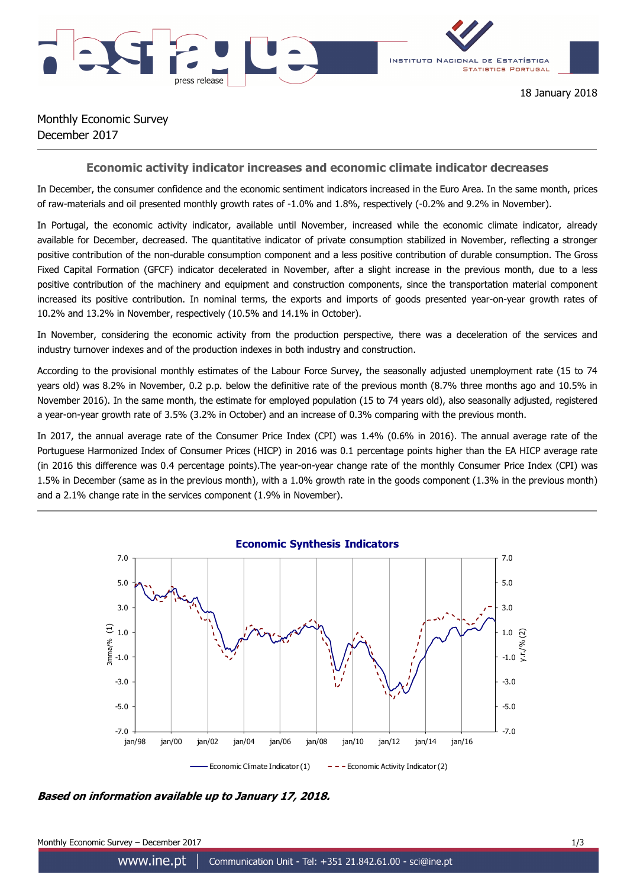18 January 2018

Monthly Economic Survey
December 2017

## Economic activity indicator increases and economic climate indicator decreases

In December, the consumer confidence and the economic sentiment indicators increased in the Euro Area. In the same month, prices of raw-materials and oil presented monthly growth rates of -1.0% and 1.8%, respectively (-0.2% and 9.2% in November).

In Portugal, the economic activity indicator, available until November, increased while the economic climate indicator, already available for December, decreased. The quantitative indicator of private consumption stabilized in November, reflecting a stronger positive contribution of the non-durable consumption component and a less positive contribution of durable consumption. The Gross Fixed Capital Formation (GFCF) indicator decelerated in November, after a slight increase in the previous month, due to a less positive contribution of the machinery and equipment and construction components, since the transportation material component increased its positive contribution. In nominal terms, the exports and imports of goods presented year-on-year growth rates of 10.2% and 13.2% in November, respectively (10.5% and 14.1% in October).

In November, considering the economic activity from the production perspective, there was a deceleration of the services and industry turnover indexes and of the production indexes in both industry and construction.

According to the provisional monthly estimates of the Labour Force Survey, the seasonally adjusted unemployment rate (15 to 74 years old) was 8.2% in November, 0.2 p.p. below the definitive rate of the previous month (8.7% three months ago and 10.5% in November 2016). In the same month, the estimate for employed population (15 to 74 years old), also seasonally adjusted, registered a year-on-year growth rate of 3.5% (3.2% in October) and an increase of 0.3% comparing with the previous month.

In 2017, the annual average rate of the Consumer Price Index (CPI) was 1.4% (0.6% in 2016). The annual average rate of the Portuguese Harmonized Index of Consumer Prices (HICP) in 2016 was 0.1 percentage points higher than the EA HICP average rate (in 2016 this difference was 0.4 percentage points).The year-on-year change rate of the monthly Consumer Price Index (CPI) was 1.5% in December (same as in the previous month), with a 1.0% growth rate in the goods component (1.3% in the previous month) and a 2.1% change rate in the services component (1.9% in November).

**Economic Synthesis Indicators**

Economic Climate Indicator (1) — Economic Activity Indicator (2)

***Based on information available up to January 17, 2018.***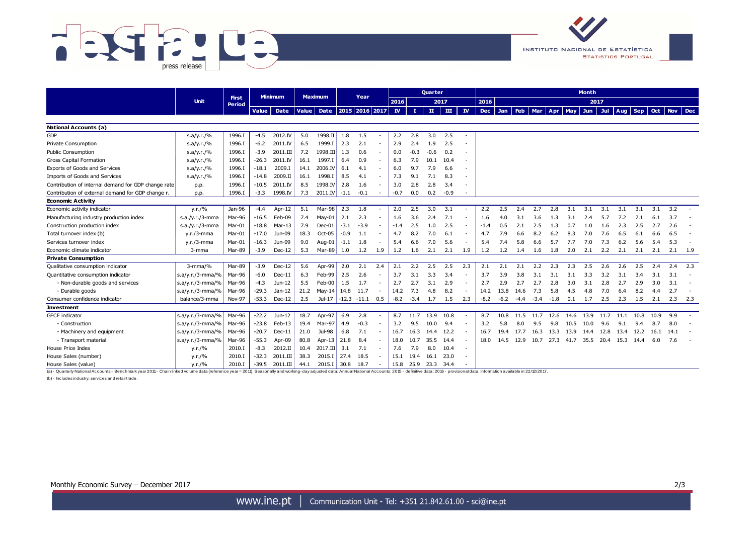| | Unit | First Period | Minimum | | Maximum | | Year | | | Quarter | | | | | Month | | | | | | | | | | | | |
|---|---|---|---|---|---|---|---|---|---|---|---|---|---|---|---|---|---|---|---|---|---|---|---|---|---|---|---|
| | | | | | | | | | | 2016 | 2017 | | | | 2016 | 2017 | | | | | | | | | | | |
| | | | Value | Date | Value | Date | 2015 | 2016 | 2017 | IV | I | II | III | IV | Dec | Jan | Feb | Mar | Apr | May | Jun | Jul | Aug | Sep | Oct | Nov | Dec |
| **National Accounts (a)** | | | | | | | | | | | | | | | | | | | | | | | | | | | |
| GDP | s.a/y.r./% | 1996.I | -4.5 | 2012.IV | 5.0 | 1998.II | 1.8 | 1.5 | - | 2.2 | 2.8 | 3.0 | 2.5 | - | | | | | | | | | | | | | |
| Private Consumption | s.a/y.r./% | 1996.I | -6.2 | 2011.IV | 6.5 | 1999.I | 2.3 | 2.1 | - | 2.9 | 2.4 | 1.9 | 2.5 | - | | | | | | | | | | | | | |
| Public Consumption | s.a/y.r./% | 1996.I | -3.9 | 2011.III | 7.2 | 1998.III | 1.3 | 0.6 | - | 0.0 | -0.3 | -0.6 | 0.2 | - | | | | | | | | | | | | | |
| Gross Capital Formation | s.a/y.r./% | 1996.I | -26.3 | 2011.IV | 16.1 | 1997.I | 6.4 | 0.9 | - | 6.3 | 7.9 | 10.1 | 10.4 | - | | | | | | | | | | | | | |
| Exports of Goods and Services | s.a/y.r./% | 1996.I | -18.1 | 2009.I | 14.1 | 2006.IV | 6.1 | 4.1 | - | 6.0 | 9.7 | 7.9 | 6.6 | - | | | | | | | | | | | | | |
| Imports of Goods and Services | s.a/y.r./% | 1996.I | -14.8 | 2009.II | 16.1 | 1998.I | 8.5 | 4.1 | - | 7.3 | 9.1 | 7.1 | 8.3 | - | | | | | | | | | | | | | |
| Contribution of internal demand for GDP change rate | p.p. | 1996.I | -10.5 | 2011.IV | 8.5 | 1998.IV | 2.8 | 1.6 | - | 3.0 | 2.8 | 2.8 | 3.4 | - | | | | | | | | | | | | | |
| Contribution of external demand for GDP change r. | p.p. | 1996.I | -3.3 | 1998.IV | 7.3 | 2011.IV | -1.1 | -0.1 | - | -0.7 | 0.0 | 0.2 | -0.9 | - | | | | | | | | | | | | | |
| **Economic Activity** | | | | | | | | | | | | | | | | | | | | | | | | | | | |
| Economic activity indicator | y.r./% | Jan-96 | -4.4 | Apr-12 | 5.1 | Mar-98 | 2.3 | 1.8 | - | 2.0 | 2.5 | 3.0 | 3.1 | - | 2.2 | 2.5 | 2.4 | 2.7 | 2.8 | 3.1 | 3.1 | 3.1 | 3.1 | 3.1 | 3.1 | 3.2 | - |
| Manufacturing industry production index | s.a./y.r./3-mma | Mar-96 | -16.5 | Feb-09 | 7.4 | May-01 | 2.1 | 2.3 | - | 1.6 | 3.6 | 2.4 | 7.1 | - | 1.6 | 4.0 | 3.1 | 3.6 | 1.3 | 3.1 | 2.4 | 5.7 | 7.2 | 7.1 | 6.1 | 3.7 | - |
| Construction production index | s.a./y.r./3-mma | Mar-01 | -18.8 | Mar-13 | 7.9 | Dec-01 | -3.1 | -3.9 | - | -1.4 | 2.5 | 1.0 | 2.5 | - | -1.4 | 0.5 | 2.1 | 2.5 | 1.3 | 0.7 | 1.0 | 1.6 | 2.3 | 2.5 | 2.7 | 2.6 | - |
| Total turnover index (b) | y.r./3-mma | Mar-01 | -17.0 | Jun-09 | 18.3 | Oct-05 | -0.9 | 1.1 | - | 4.7 | 8.2 | 7.0 | 6.1 | - | 4.7 | 7.9 | 6.6 | 8.2 | 6.2 | 8.3 | 7.0 | 7.6 | 6.5 | 6.1 | 6.6 | 6.5 | - |
| Services turnover index | y.r./3-mma | Mar-01 | -16.3 | Jun-09 | 9.0 | Aug-01 | -1.1 | 1.8 | - | 5.4 | 6.6 | 7.0 | 5.6 | - | 5.4 | 7.4 | 5.8 | 6.6 | 5.7 | 7.7 | 7.0 | 7.3 | 6.2 | 5.6 | 5.4 | 5.3 | - |
| Economic climate indicator | 3-mma | Mar-89 | -3.9 | Dec-12 | 5.3 | Mar-89 | 1.0 | 1.2 | 1.9 | 1.2 | 1.6 | 2.1 | 2.1 | 1.9 | 1.2 | 1.2 | 1.4 | 1.6 | 1.8 | 2.0 | 2.1 | 2.2 | 2.1 | 2.1 | 2.1 | 2.1 | 1.9 |
| **Private Consumption** | | | | | | | | | | | | | | | | | | | | | | | | | | | |
| Qualitative consumption indicator | 3-mma/% | Mar-89 | -3.9 | Dec-12 | 5.6 | Apr-99 | 2.0 | 2.1 | 2.4 | 2.1 | 2.2 | 2.5 | 2.5 | 2.3 | 2.1 | 2.1 | 2.1 | 2.2 | 2.3 | 2.3 | 2.5 | 2.6 | 2.6 | 2.5 | 2.4 | 2.4 | 2.3 |
| Quantitative consumption indicator | s.a/y.r./3-mma/% | Mar-96 | -6.0 | Dec-11 | 6.3 | Feb-99 | 2.5 | 2.6 | - | 3.7 | 3.1 | 3.3 | 3.4 | - | 3.7 | 3.9 | 3.8 | 3.1 | 3.1 | 3.1 | 3.3 | 3.2 | 3.1 | 3.4 | 3.1 | 3.1 | - |
| - Non-durable goods and services | s.a/y.r./3-mma/% | Mar-96 | -4.3 | Jun-12 | 5.5 | Feb-00 | 1.5 | 1.7 | - | 2.7 | 2.7 | 3.1 | 2.9 | - | 2.7 | 2.9 | 2.7 | 2.7 | 2.8 | 3.0 | 3.1 | 2.8 | 2.7 | 2.9 | 3.0 | 3.1 | - |
| - Durable goods | s.a/y.r./3-mma/% | Mar-96 | -29.3 | Jan-12 | 21.2 | May-14 | 14.8 | 11.7 | - | 14.2 | 7.3 | 4.8 | 8.2 | - | 14.2 | 13.8 | 14.6 | 7.3 | 5.8 | 4.5 | 4.8 | 7.0 | 6.4 | 8.2 | 4.4 | 2.7 | - |
| Consumer confidence indicator | balance/3-mma | Nov-97 | -53.3 | Dec-12 | 2.5 | Jul-17 | -12.3 | -11.1 | 0.5 | -8.2 | -3.4 | 1.7 | 1.5 | 2.3 | -8.2 | -6.2 | -4.4 | -3.4 | -1.8 | 0.1 | 1.7 | 2.5 | 2.3 | 1.5 | 2.1 | 2.3 | 2.3 |
| **Investment** | | | | | | | | | | | | | | | | | | | | | | | | | | | |
| GFCF indicator | s.a/y.r./3-mma/% | Mar-96 | -22.2 | Jun-12 | 18.7 | Apr-97 | 6.9 | 2.8 | - | 8.7 | 11.7 | 13.9 | 10.8 | - | 8.7 | 10.8 | 11.5 | 11.7 | 12.6 | 14.6 | 13.9 | 11.7 | 11.1 | 10.8 | 10.9 | 9.9 | - |
| - Construction | s.a/y.r./3-mma/% | Mar-96 | -23.8 | Feb-13 | 19.4 | Mar-97 | 4.9 | -0.3 | - | 3.2 | 9.5 | 10.0 | 9.4 | - | 3.2 | 5.8 | 8.0 | 9.5 | 9.8 | 10.5 | 10.0 | 9.6 | 9.1 | 9.4 | 8.7 | 8.0 | - |
| - Machinery and equipment | s.a/y.r./3-mma/% | Mar-96 | -20.7 | Dec-11 | 21.0 | Jul-98 | 6.8 | 7.1 | - | 16.7 | 16.3 | 14.4 | 12.2 | - | 16.7 | 19.4 | 17.7 | 16.3 | 13.3 | 13.9 | 14.4 | 12.8 | 13.4 | 12.2 | 16.1 | 14.1 | - |
| - Transport material | s.a/y.r./3-mma/% | Mar-96 | -55.3 | Apr-09 | 80.8 | Apr-13 | 21.8 | 8.4 | - | 18.0 | 10.7 | 35.5 | 14.4 | - | 18.0 | 14.5 | 12.9 | 10.7 | 27.3 | 41.7 | 35.5 | 20.4 | 15.3 | 14.4 | 6.0 | 7.6 | - |
| House Price Index | y.r./% | 2010.I | -8.3 | 2012.II | 10.4 | 2017.III | 3.1 | 7.1 | - | 7.6 | 7.9 | 8.0 | 10.4 | - | | | | | | | | | | | | | |
| House Sales (number) | y.r./% | 2010.I | -32.3 | 2011.III | 38.3 | 2015.I | 27.4 | 18.5 | - | 15.1 | 19.4 | 16.1 | 23.0 | - | | | | | | | | | | | | | |
| House Sales (value) | y.r./% | 2010.I | -39.5 | 2011.III | 44.1 | 2015.I | 30.8 | 18.7 | - | 15.8 | 25.9 | 23.3 | 34.4 | - | | | | | | | | | | | | | |

(a) - Quarterly National Accounts - Benchmark year 2011 - Chain linked volume data (reference year = 2011). Seasonally and working-day adjusted data; Annual National Accounts: 2015 - definitive data; 2016 - provisional data. Information available in 22/12/2017.

(b) - Includes industry, services and retail trade.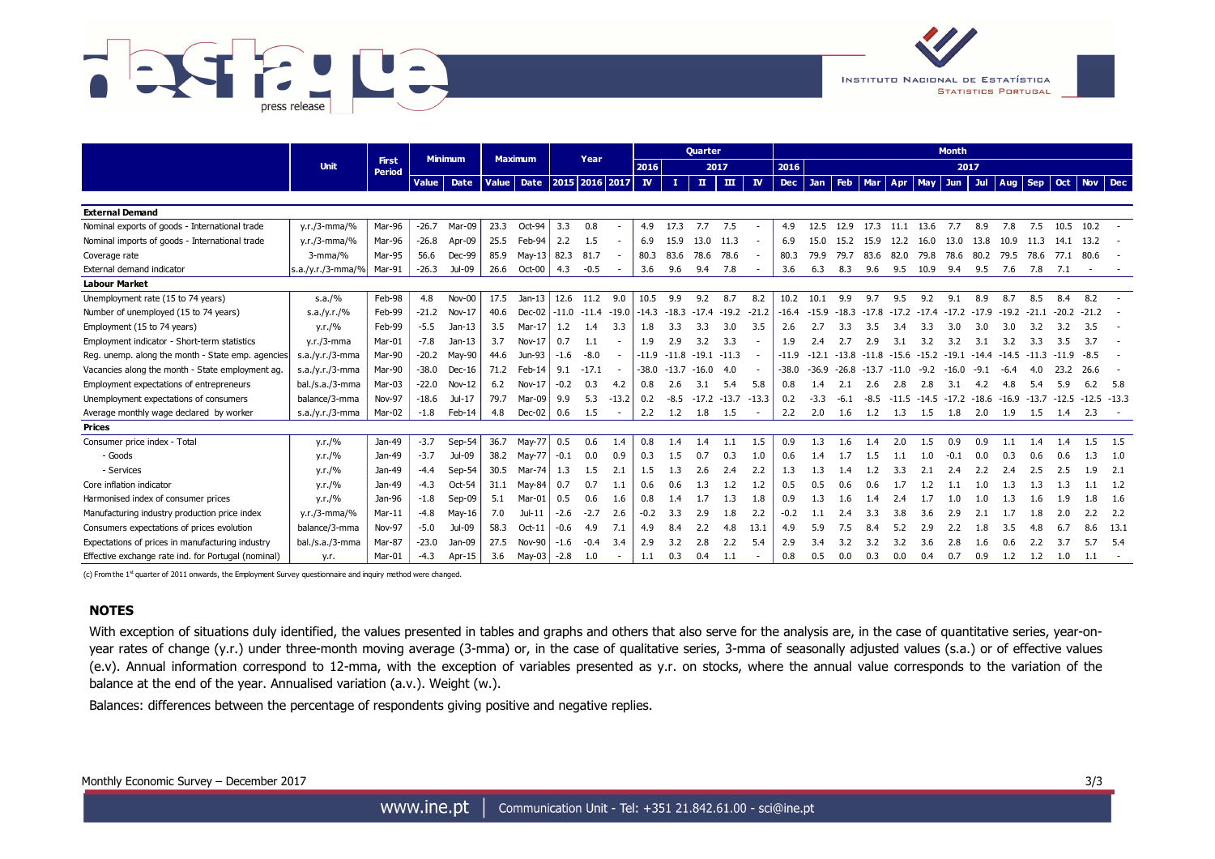| | Unit | First Period | Minimum | | Maximum | | Year | | | Quarter | | | | | Month | | | | | | | | | | | | |
|---|---|---|---|---|---|---|---|---|---|---|---|---|---|---|---|---|---|---|---|---|---|---|---|---|---|---|---|
| | | | | | | | | | | 2016 | 2017 | | | | 2016 | 2017 | | | | | | | | | | | |
| | | | Value | Date | Value | Date | 2015 | 2016 | 2017 | IV | I | II | III | IV | Dec | Jan | Feb | Mar | Apr | May | Jun | Jul | Aug | Sep | Oct | Nov | Dec |
| **External Demand** | | | | | | | | | | | | | | | | | | | | | | | | | | | |
| Nominal exports of goods - International trade | y.r./3-mma/% | Mar-96 | -26.7 | Mar-09 | 23.3 | Oct-94 | 3.3 | 0.8 | - | 4.9 | 17.3 | 7.7 | 7.5 | - | 4.9 | 12.5 | 12.9 | 17.3 | 11.1 | 13.6 | 7.7 | 8.9 | 7.8 | 7.5 | 10.5 | 10.2 | - |
| Nominal imports of goods - International trade | y.r./3-mma/% | Mar-96 | -26.8 | Apr-09 | 25.5 | Feb-94 | 2.2 | 1.5 | - | 6.9 | 15.9 | 13.0 | 11.3 | - | 6.9 | 15.0 | 15.2 | 15.9 | 12.2 | 16.0 | 13.0 | 13.8 | 10.9 | 11.3 | 14.1 | 13.2 | - |
| Coverage rate | 3-mma/% | Mar-95 | 56.6 | Dec-99 | 85.9 | May-13 | 82.3 | 81.7 | - | 80.3 | 83.6 | 78.6 | 78.6 | - | 80.3 | 79.9 | 79.7 | 83.6 | 82.0 | 79.8 | 78.6 | 80.2 | 79.5 | 78.6 | 77.1 | 80.6 | - |
| External demand indicator | s.a./y.r./3-mma/% | Mar-91 | -26.3 | Jul-09 | 26.6 | Oct-00 | 4.3 | -0.5 | - | 3.6 | 9.6 | 9.4 | 7.8 | - | 3.6 | 6.3 | 8.3 | 9.6 | 9.5 | 10.9 | 9.4 | 9.5 | 7.6 | 7.8 | 7.1 | - | - |
| **Labour Market** | | | | | | | | | | | | | | | | | | | | | | | | | | | |
| Unemployment rate (15 to 74 years) | s.a./% | Feb-98 | 4.8 | Nov-00 | 17.5 | Jan-13 | 12.6 | 11.2 | 9.0 | 10.5 | 9.9 | 9.2 | 8.7 | 8.2 | 10.2 | 10.1 | 9.9 | 9.7 | 9.5 | 9.2 | 9.1 | 8.9 | 8.7 | 8.5 | 8.4 | 8.2 | - |
| Number of unemployed (15 to 74 years) | s.a./y.r./% | Feb-99 | -21.2 | Nov-17 | 40.6 | Dec-02 | -11.0 | -11.4 | -19.0 | -14.3 | -18.3 | -17.4 | -19.2 | -21.2 | -16.4 | -15.9 | -18.3 | -17.8 | -17.2 | -17.4 | -17.2 | -17.9 | -19.2 | -21.1 | -20.2 | -21.2 | - |
| Employment (15 to 74 years) | y.r./% | Feb-99 | -5.5 | Jan-13 | 3.5 | Mar-17 | 1.2 | 1.4 | 3.3 | 1.8 | 3.3 | 3.3 | 3.0 | 3.5 | 2.6 | 2.7 | 3.3 | 3.5 | 3.4 | 3.3 | 3.0 | 3.0 | 3.0 | 3.2 | 3.2 | 3.5 | - |
| Employment indicator - Short-term statistics | y.r./3-mma | Mar-01 | -7.8 | Jan-13 | 3.7 | Nov-17 | 0.7 | 1.1 | - | 1.9 | 2.9 | 3.2 | 3.3 | - | 1.9 | 2.4 | 2.7 | 2.9 | 3.1 | 3.2 | 3.2 | 3.1 | 3.2 | 3.3 | 3.5 | 3.7 | - |
| Reg. unemp. along the month - State emp. agencies | s.a./y.r./3-mma | Mar-90 | -20.2 | May-90 | 44.6 | Jun-93 | -1.6 | -8.0 | - | -11.9 | -11.8 | -19.1 | -11.3 | - | -11.9 | -12.1 | -13.8 | -11.8 | -15.6 | -15.2 | -19.1 | -14.4 | -14.5 | -11.3 | -11.9 | -8.5 | - |
| Vacancies along the month - State employment ag. | s.a./y.r./3-mma | Mar-90 | -38.0 | Dec-16 | 71.2 | Feb-14 | 9.1 | -17.1 | - | -38.0 | -13.7 | -16.0 | 4.0 | - | -38.0 | -36.9 | -26.8 | -13.7 | -11.0 | -9.2 | -16.0 | -9.1 | -6.4 | 4.0 | 23.2 | 26.6 | - |
| Employment expectations of entrepreneurs | bal./s.a./3-mma | Mar-03 | -22.0 | Nov-12 | 6.2 | Nov-17 | -0.2 | 0.3 | 4.2 | 0.8 | 2.6 | 3.1 | 5.4 | 5.8 | 0.8 | 1.4 | 2.1 | 2.6 | 2.8 | 2.8 | 3.1 | 4.2 | 4.8 | 5.4 | 5.9 | 6.2 | 5.8 |
| Unemployment expectations of consumers | balance/3-mma | Nov-97 | -18.6 | Jul-17 | 79.7 | Mar-09 | 9.9 | 5.3 | -13.2 | 0.2 | -8.5 | -17.2 | -13.7 | -13.3 | 0.2 | -3.3 | -6.1 | -8.5 | -11.5 | -14.5 | -17.2 | -18.6 | -16.9 | -13.7 | -12.5 | -12.5 | -13.3 |
| Average monthly wage declared by worker | s.a./y.r./3-mma | Mar-02 | -1.8 | Feb-14 | 4.8 | Dec-02 | 0.6 | 1.5 | - | 2.2 | 1.2 | 1.8 | 1.5 | - | 2.2 | 2.0 | 1.6 | 1.2 | 1.3 | 1.5 | 1.8 | 2.0 | 1.9 | 1.5 | 1.4 | 2.3 | - |
| **Prices** | | | | | | | | | | | | | | | | | | | | | | | | | | | |
| Consumer price index - Total | y.r./% | Jan-49 | -3.7 | Sep-54 | 36.7 | May-77 | 0.5 | 0.6 | 1.4 | 0.8 | 1.4 | 1.4 | 1.1 | 1.5 | 0.9 | 1.3 | 1.6 | 1.4 | 2.0 | 1.5 | 0.9 | 0.9 | 1.1 | 1.4 | 1.4 | 1.5 | 1.5 |
| - Goods | y.r./% | Jan-49 | -3.7 | Jul-09 | 38.2 | May-77 | -0.1 | 0.0 | 0.9 | 0.3 | 1.5 | 0.7 | 0.3 | 1.0 | 0.6 | 1.4 | 1.7 | 1.5 | 1.1 | 1.0 | -0.1 | 0.0 | 0.3 | 0.6 | 0.6 | 1.3 | 1.0 |
| - Services | y.r./% | Jan-49 | -4.4 | Sep-54 | 30.5 | Mar-74 | 1.3 | 1.5 | 2.1 | 1.5 | 1.3 | 2.6 | 2.4 | 2.2 | 1.3 | 1.3 | 1.4 | 1.2 | 3.3 | 2.1 | 2.4 | 2.2 | 2.4 | 2.5 | 2.5 | 1.9 | 2.1 |
| Core inflation indicator | y.r./% | Jan-49 | -4.3 | Oct-54 | 31.1 | May-84 | 0.7 | 0.7 | 1.1 | 0.6 | 0.6 | 1.3 | 1.2 | 1.2 | 0.5 | 0.5 | 0.6 | 0.6 | 1.7 | 1.2 | 1.1 | 1.0 | 1.3 | 1.3 | 1.3 | 1.1 | 1.2 |
| Harmonised index of consumer prices | y.r./% | Jan-96 | -1.8 | Sep-09 | 5.1 | Mar-01 | 0.5 | 0.6 | 1.6 | 0.8 | 1.4 | 1.7 | 1.3 | 1.8 | 0.9 | 1.3 | 1.6 | 1.4 | 2.4 | 1.7 | 1.0 | 1.0 | 1.3 | 1.6 | 1.9 | 1.8 | 1.6 |
| Manufacturing industry production price index | y.r./3-mma/% | Mar-11 | -4.8 | May-16 | 7.0 | Jul-11 | -2.6 | -2.7 | 2.6 | -0.2 | 3.3 | 2.9 | 1.8 | 2.2 | -0.2 | 1.1 | 2.4 | 3.3 | 3.8 | 3.6 | 2.9 | 2.1 | 1.7 | 1.8 | 2.0 | 2.2 | 2.2 |
| Consumers expectations of prices evolution | balance/3-mma | Nov-97 | -5.0 | Jul-09 | 58.3 | Oct-11 | -0.6 | 4.9 | 7.1 | 4.9 | 8.4 | 2.2 | 4.8 | 13.1 | 4.9 | 5.9 | 7.5 | 8.4 | 5.2 | 2.9 | 2.2 | 1.8 | 3.5 | 4.8 | 6.7 | 8.6 | 13.1 |
| Expectations of prices in manufacturing industry | bal./s.a./3-mma | Mar-87 | -23.0 | Jan-09 | 27.5 | Nov-90 | -1.6 | -0.4 | 3.4 | 2.9 | 3.2 | 2.8 | 2.2 | 5.4 | 2.9 | 3.4 | 3.2 | 3.2 | 3.2 | 3.6 | 2.8 | 1.6 | 0.6 | 2.2 | 3.7 | 5.7 | 5.4 |
| Effective exchange rate ind. for Portugal (nominal) | y.r. | Mar-01 | -4.3 | Apr-15 | 3.6 | May-03 | -2.8 | 1.0 | - | 1.1 | 0.3 | 0.4 | 1.1 | - | 0.8 | 0.5 | 0.0 | 0.3 | 0.0 | 0.4 | 0.7 | 0.9 | 1.2 | 1.2 | 1.0 | 1.1 | - |

(c) From the 1st quarter of 2011 onwards, the Employment Survey questionnaire and inquiry method were changed.

## NOTES

With exception of situations duly identified, the values presented in tables and graphs and others that also serve for the analysis are, in the case of quantitative series, year-on-year rates of change (y.r.) under three-month moving average (3-mma) or, in the case of qualitative series, 3-mma of seasonally adjusted values (s.a.) or of effective values (e.v). Annual information correspond to 12-mma, with the exception of variables presented as y.r. on stocks, where the annual value corresponds to the variation of the balance at the end of the year. Annualised variation (a.v.). Weight (w.).

Balances: differences between the percentage of respondents giving positive and negative replies.